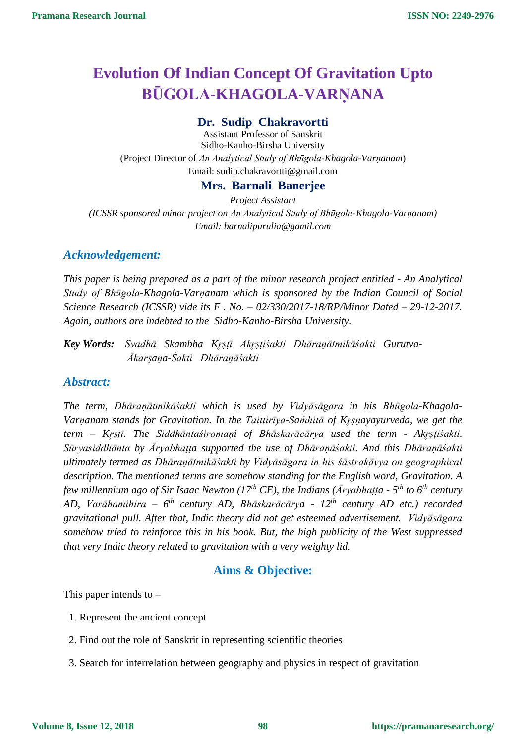# Evolution Of Indian Concept Of Gravitation Upto BŪGOLA-KHAGOLA-VARṆANA

**Dr. Sudip Chakravortti**
Assistant Professor of Sanskrit
Sidho-Kanho-Birsha University
(Project Director of *An Analytical Study of Bhūgola-Khagola-Varṇanam*)
Email: sudip.chakravortti@gmail.com

**Mrs. Barnali Banerjee**
*Project Assistant*
*(ICSSR sponsored minor project on An Analytical Study of Bhūgola-Khagola-Varṇanam)*
*Email: barnalipurulia@gamil.com*

## *Acknowledgement:*

*This paper is being prepared as a part of the minor research project entitled - An Analytical Study of Bhūgola-Khagola-Varṇanam which is sponsored by the Indian Council of Social Science Research (ICSSR) vide its F . No. – 02/330/2017-18/RP/Minor Dated – 29-12-2017. Again, authors are indebted to the Sidho-Kanho-Birsha University.*

***Key Words:*** *Svadhā Skambha Kṛṣṭī Akṛṣṭiśakti Dhāraṇātmikāśakti Gurutva-Ākarṣaṇa-Śakti Dhāraṇāśakti*

## *Abstract:*

*The term, Dhāraṇātmikāśakti which is used by Vidyāsāgara in his Bhūgola-Khagola-Varṇanam stands for Gravitation. In the Taittirīya-Saṁhitā of Kṛṣṇayayurveda, we get the term – Kṛṣṭī. The Siddhāntaśiromaṇi of Bhāskarācārya used the term - Akṛṣṭiśakti. Sūryasiddhānta by Āryabhaṭṭa supported the use of Dhāraṇāśakti. And this Dhāraṇāśakti ultimately termed as Dhāraṇātmikāśakti by Vidyāsāgara in his śāstrakāvya on geographical description. The mentioned terms are somehow standing for the English word, Gravitation. A few millennium ago of Sir Isaac Newton (17th CE), the Indians (Āryabhaṭṭa - 5th to 6th century AD, Varāhamihira – 6th century AD, Bhāskarācārya - 12th century AD etc.) recorded gravitational pull. After that, Indic theory did not get esteemed advertisement. Vidyāsāgara somehow tried to reinforce this in his book. But, the high publicity of the West suppressed that very Indic theory related to gravitation with a very weighty lid.*

## Aims & Objective:

This paper intends to –

1. Represent the ancient concept
2. Find out the role of Sanskrit in representing scientific theories
3. Search for interrelation between geography and physics in respect of gravitation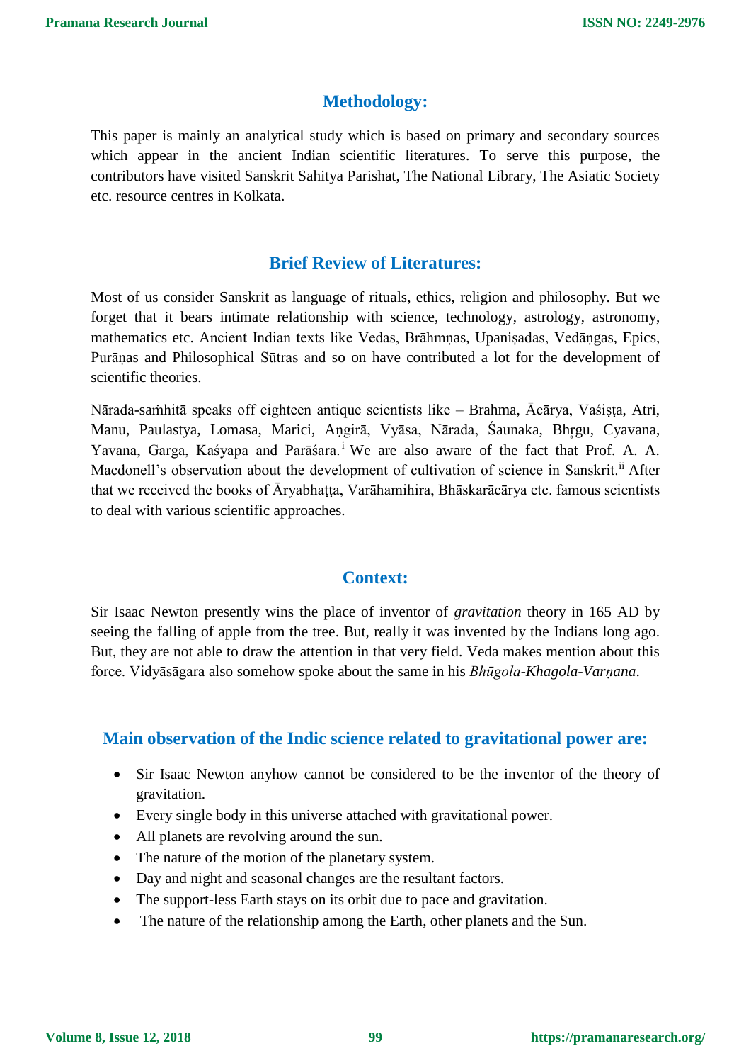## Methodology:

This paper is mainly an analytical study which is based on primary and secondary sources which appear in the ancient Indian scientific literatures. To serve this purpose, the contributors have visited Sanskrit Sahitya Parishat, The National Library, The Asiatic Society etc. resource centres in Kolkata.

## Brief Review of Literatures:

Most of us consider Sanskrit as language of rituals, ethics, religion and philosophy. But we forget that it bears intimate relationship with science, technology, astrology, astronomy, mathematics etc. Ancient Indian texts like Vedas, Brāhmṇas, Upaniṣadas, Vedāṇgas, Epics, Purāṇas and Philosophical Sūtras and so on have contributed a lot for the development of scientific theories.

Nārada-saṁhitā speaks off eighteen antique scientists like – Brahma, Ācārya, Vaśiṣṭa, Atri, Manu, Paulastya, Lomasa, Marici, Aṇgirā, Vyāsa, Nārada, Śaunaka, Bhṛgu, Cyavana, Yavana, Garga, Kaśyapa and Parāśara.[i] We are also aware of the fact that Prof. A. A. Macdonell's observation about the development of cultivation of science in Sanskrit.[ii] After that we received the books of Āryabhaṭṭa, Varāhamihira, Bhāskarācārya etc. famous scientists to deal with various scientific approaches.

## Context:

Sir Isaac Newton presently wins the place of inventor of *gravitation* theory in 165 AD by seeing the falling of apple from the tree. But, really it was invented by the Indians long ago. But, they are not able to draw the attention in that very field. Veda makes mention about this force. Vidyāsāgara also somehow spoke about the same in his *Bhūgola-Khagola-Varṇana*.

## Main observation of the Indic science related to gravitational power are:

- Sir Isaac Newton anyhow cannot be considered to be the inventor of the theory of gravitation.
- Every single body in this universe attached with gravitational power.
- All planets are revolving around the sun.
- The nature of the motion of the planetary system.
- Day and night and seasonal changes are the resultant factors.
- The support-less Earth stays on its orbit due to pace and gravitation.
- The nature of the relationship among the Earth, other planets and the Sun.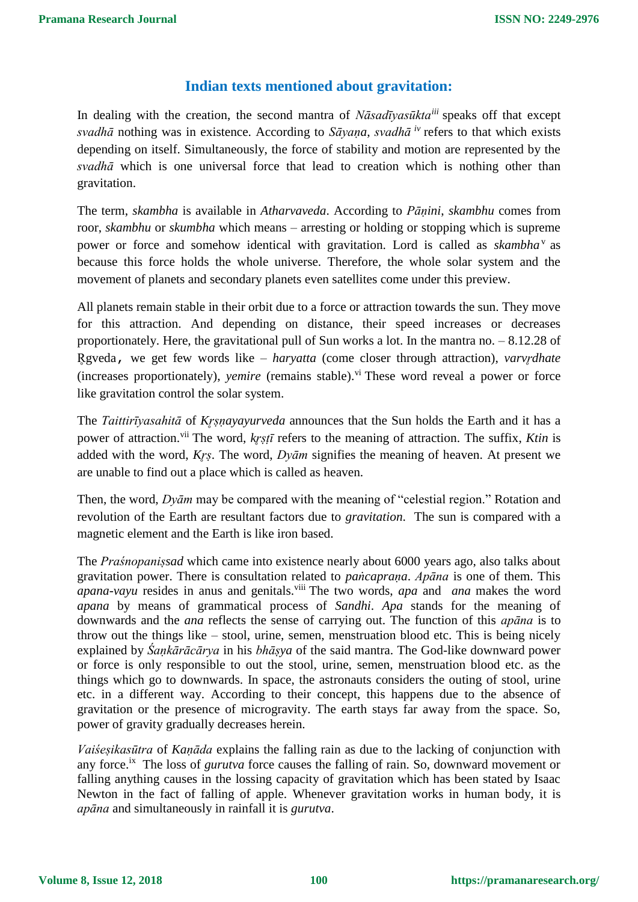## Indian texts mentioned about gravitation:

In dealing with the creation, the second mantra of *Nāsadīyasūkta*[iii] speaks off that except *svadhā* nothing was in existence. According to *Sāyaṇa*, *svadhā* [iv] refers to that which exists depending on itself. Simultaneously, the force of stability and motion are represented by the *svadhā* which is one universal force that lead to creation which is nothing other than gravitation.

The term, *skambha* is available in *Atharvaveda*. According to *Pāṇini*, *skambhu* comes from roor, *skambhu* or *skumbha* which means – arresting or holding or stopping which is supreme power or force and somehow identical with gravitation. Lord is called as *skambha*[v] as because this force holds the whole universe. Therefore, the whole solar system and the movement of planets and secondary planets even satellites come under this preview.

All planets remain stable in their orbit due to a force or attraction towards the sun. They move for this attraction. And depending on distance, their speed increases or decreases proportionately. Here, the gravitational pull of Sun works a lot. In the mantra no. – 8.12.28 of Ṛgveda, we get few words like – *haryatta* (come closer through attraction), *varvṛdhate* (increases proportionately), *yemire* (remains stable).[vi] These word reveal a power or force like gravitation control the solar system.

The *Taittirīyasahitā* of *Kṛṣṇayayurveda* announces that the Sun holds the Earth and it has a power of attraction.[vii] The word, *kṛṣṭī* refers to the meaning of attraction. The suffix, *Ktin* is added with the word, *Kṛṣ*. The word, *Dyām* signifies the meaning of heaven. At present we are unable to find out a place which is called as heaven.

Then, the word, *Dyām* may be compared with the meaning of "celestial region." Rotation and revolution of the Earth are resultant factors due to *gravitation.* The sun is compared with a magnetic element and the Earth is like iron based.

The *Praśnopaniṣsad* which came into existence nearly about 6000 years ago, also talks about gravitation power. There is consultation related to *paṅcapraṇa*. *Apāna* is one of them. This *apana-vayu* resides in anus and genitals.[viii] The two words, *apa* and *ana* makes the word *apana* by means of grammatical process of *Sandhi*. *Apa* stands for the meaning of downwards and the *ana* reflects the sense of carrying out. The function of this *apāna* is to throw out the things like – stool, urine, semen, menstruation blood etc. This is being nicely explained by *Śaṇkārācārya* in his *bhāṣya* of the said mantra. The God-like downward power or force is only responsible to out the stool, urine, semen, menstruation blood etc. as the things which go to downwards. In space, the astronauts considers the outing of stool, urine etc. in a different way. According to their concept, this happens due to the absence of gravitation or the presence of microgravity. The earth stays far away from the space. So, power of gravity gradually decreases herein.

*Vaiśeṣikasūtra* of *Kaṇāda* explains the falling rain as due to the lacking of conjunction with any force.[ix] The loss of *gurutva* force causes the falling of rain. So, downward movement or falling anything causes in the lossing capacity of gravitation which has been stated by Isaac Newton in the fact of falling of apple. Whenever gravitation works in human body, it is *apāna* and simultaneously in rainfall it is *gurutva*.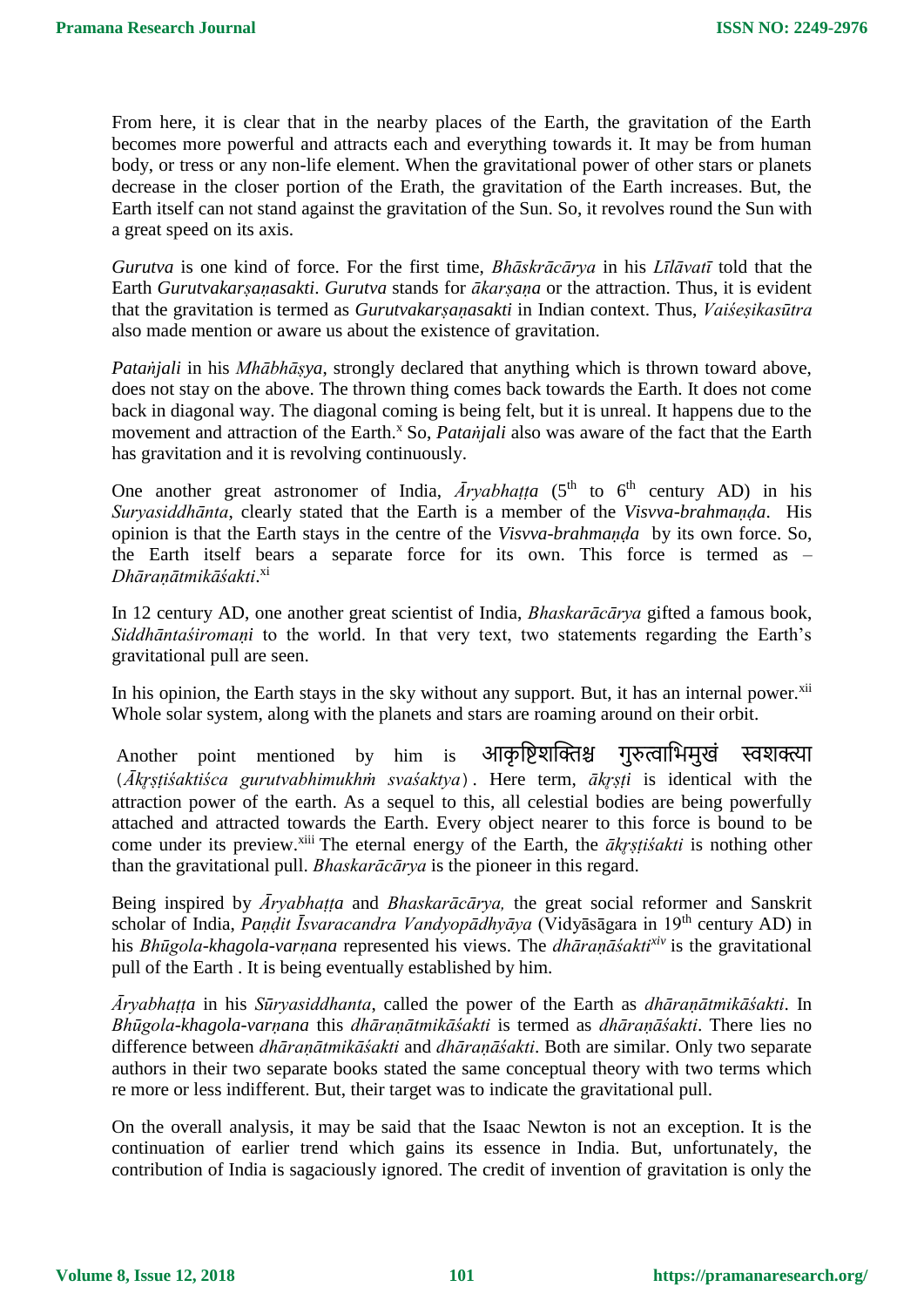From here, it is clear that in the nearby places of the Earth, the gravitation of the Earth becomes more powerful and attracts each and everything towards it. It may be from human body, or tress or any non-life element. When the gravitational power of other stars or planets decrease in the closer portion of the Erath, the gravitation of the Earth increases. But, the Earth itself can not stand against the gravitation of the Sun. So, it revolves round the Sun with a great speed on its axis.

*Gurutva* is one kind of force. For the first time, *Bhāskrācārya* in his *Līlāvatī* told that the Earth *Gurutvakarṣaṇasakti*. *Gurutva* stands for *ākarṣaṇa* or the attraction. Thus, it is evident that the gravitation is termed as *Gurutvakarṣaṇasakti* in Indian context. Thus, *Vaiśeṣikasūtra* also made mention or aware us about the existence of gravitation.

*Pataṅjali* in his *Mhābhāṣya*, strongly declared that anything which is thrown toward above, does not stay on the above. The thrown thing comes back towards the Earth. It does not come back in diagonal way. The diagonal coming is being felt, but it is unreal. It happens due to the movement and attraction of the Earth.[x] So, *Pataṅjali* also was aware of the fact that the Earth has gravitation and it is revolving continuously.

One another great astronomer of India, *Āryabhaṭṭa* (5th to 6th century AD) in his *Suryasiddhānta*, clearly stated that the Earth is a member of the *Visvva-brahmaṇḍa*. His opinion is that the Earth stays in the centre of the *Visvva-brahmaṇḍa* by its own force. So, the Earth itself bears a separate force for its own. This force is termed as – *Dhāraṇātmikāśakti*.[xi]

In 12 century AD, one another great scientist of India, *Bhaskarācārya* gifted a famous book, *Siddhāntaśiromaṇi* to the world. In that very text, two statements regarding the Earth's gravitational pull are seen.

In his opinion, the Earth stays in the sky without any support. But, it has an internal power.[xii] Whole solar system, along with the planets and stars are roaming around on their orbit.

Another point mentioned by him is आकृष्टिशक्तिश्च गुरुत्वाभिमुखं स्वशक्त्या (*Ākṛṣṭiśaktiśca gurutvabhimukhṁ svaśaktya*). Here term, *ākṛṣṭi* is identical with the attraction power of the earth. As a sequel to this, all celestial bodies are being powerfully attached and attracted towards the Earth. Every object nearer to this force is bound to be come under its preview.[xiii] The eternal energy of the Earth, the *ākṛṣṭiśakti* is nothing other than the gravitational pull. *Bhaskarācārya* is the pioneer in this regard.

Being inspired by *Āryabhaṭṭa* and *Bhaskarācārya,* the great social reformer and Sanskrit scholar of India, *Paṇḍit Īsvaracandra Vandyopādhyāya* (Vidyāsāgara in 19th century AD) in his *Bhūgola-khagola-varṇana* represented his views. The *dhāraṇāśakti*[xiv] is the gravitational pull of the Earth . It is being eventually established by him.

*Āryabhaṭṭa* in his *Sūryasiddhanta*, called the power of the Earth as *dhāraṇātmikāśakti*. In *Bhūgola-khagola-varṇana* this *dhāraṇātmikāśakti* is termed as *dhāraṇāśakti*. There lies no difference between *dhāraṇātmikāśakti* and *dhāraṇāśakti*. Both are similar. Only two separate authors in their two separate books stated the same conceptual theory with two terms which re more or less indifferent. But, their target was to indicate the gravitational pull.

On the overall analysis, it may be said that the Isaac Newton is not an exception. It is the continuation of earlier trend which gains its essence in India. But, unfortunately, the contribution of India is sagaciously ignored. The credit of invention of gravitation is only the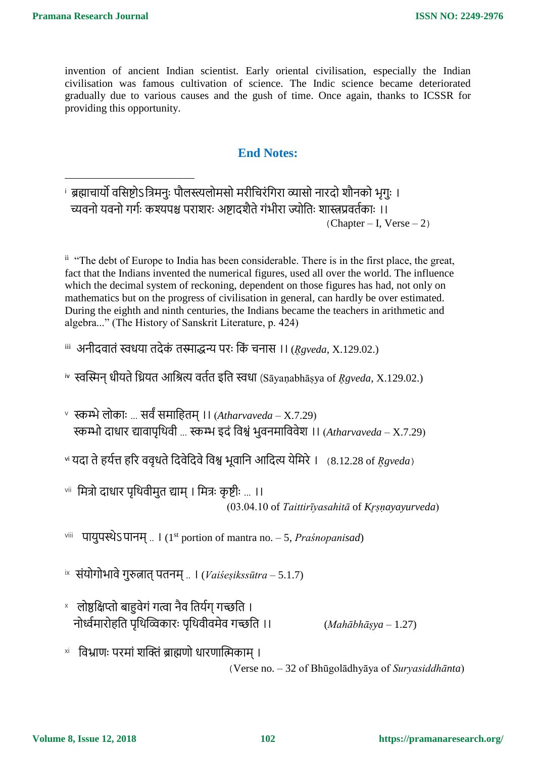invention of ancient Indian scientist. Early oriental civilisation, especially the Indian civilisation was famous cultivation of science. The Indic science became deteriorated gradually due to various causes and the gush of time. Once again, thanks to ICSSR for providing this opportunity.

## End Notes:

---

[i] ब्रह्माचार्यो वसिष्टोऽत्रिमनुः पौलस्त्यलोमसो मरीचिरंगिरा व्यासो नारदो शौनको भृगुः ।
च्यवनो यवनो गर्गः कश्यपश्च पराशरः अष्टादशैते गंभीरा ज्योतिः शास्त्रप्रवर्तकाः ।।
(Chapter – I, Verse – 2)

[ii] "The debt of Europe to India has been considerable. There is in the first place, the great, fact that the Indians invented the numerical figures, used all over the world. The influence which the decimal system of reckoning, dependent on those figures has had, not only on mathematics but on the progress of civilisation in general, can hardly be over estimated. During the eighth and ninth centuries, the Indians became the teachers in arithmetic and algebra..." (The History of Sanskrit Literature, p. 424)

[iii] अनीदवातं स्वधया तदेकं तस्माद्धन्य परः किं चनास ।। (*Ṛgveda*, X.129.02.)

[iv] स्वस्मिन् धीयते ध्रियत आश्रित्य वर्तत इति स्वधा (Sāyaṇabhāṣya of *Ṛgveda*, X.129.02.)

[v] स्कम्भे लोकाः ... सर्वं समाहितम् ।। (*Atharvaveda* – X.7.29)
स्कम्भो दाधार द्यावापृथिवी ... स्कम्भ इदं विश्वं भुवनमाविवेश ।। (*Atharvaveda* – X.7.29)

[vi] यदा ते हर्यत्त हरि ववृधते दिवेदिवे विश्व भूवानि आदित्य येमिरे । (8.12.28 of *Ṛgveda*)

[vii] मित्रो दाधार पृथिवीमुत द्याम् । मित्रः कृष्टीः ... ।।
(03.04.10 of *Taittirīyasahitā* of *Kṛṣṇayayurveda*)

[viii] पायुपस्थेऽपानम् .. । (1st portion of mantra no. – 5, *Praśnopaniṣad*)

[ix] संयोगोभावे गुरुत्वात् पतनम् .. । (*Vaiśeṣikssūtra* – 5.1.7)

[x] लोष्ठक्षिप्तो बाहुवेगं गत्वा नैव तिर्यग् गच्छति ।
नोर्ध्वमारोहति पृथिविकारः पृथिवीवमेव गच्छति ।। (*Mahābhāṣya* – 1.27)

[xi] विभ्राणः परमां शक्तिं ब्राह्मणो धारणात्मिकाम् ।
(Verse no. – 32 of Bhūgolādhyāya of *Suryasiddhānta*)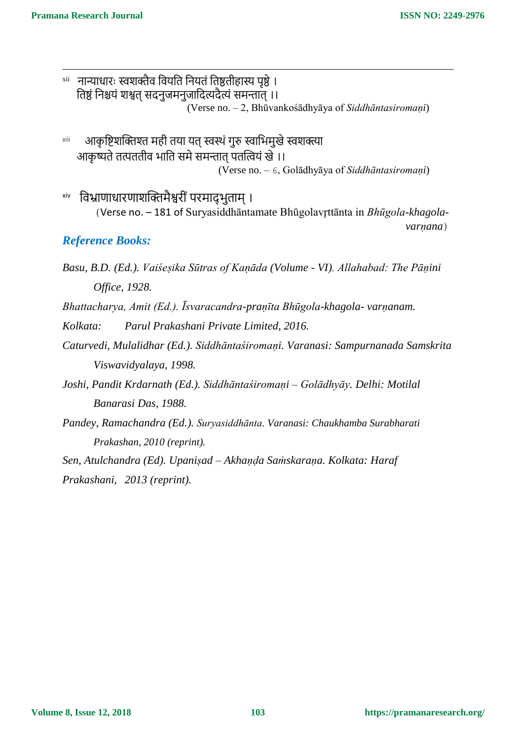[xii] नान्याधारः स्वशक्तैव वियति नियतं तिष्ठतीहास्य पृष्ठे ।
तिष्ठं निश्वयं शश्वत् सदनुजमनुजादित्यदैत्यं समन्तात् ।।
(Verse no. – 2, Bhūvankośādhyāya of *Siddhāntasiromaṇi*)

[xiii] आकृष्टिशक्तिश्त मही तया यत् स्वस्थं गुरु स्वाभिमुखे स्वशक्त्या
आकृष्यते तत्पततीव भाति समे समन्तात् पतत्वियं खे ।।
(Verse no. – 6, Golādhyāya of *Siddhāntasiromaṇi*)

[xiv] विभ्राणाधारणाशक्तिमैश्वरीं परमाद्भुताम् ।
(Verse no. – 181 of Suryasiddhāntamate Bhūgolavṛttānta in *Bhūgola-khagola-varṇana*)

## *Reference Books:*

*Basu, B.D. (Ed.). Vaiśeṣika Sūtras of Kaṇāda (Volume - VI). Allahabad: The Pāṇini Office, 1928.*

*Bhattacharya, Amit (Ed.). Īsvaracandra-praṇīta Bhūgola-khagola- varṇanam. Kolkata: Parul Prakashani Private Limited, 2016.*

*Caturvedi, Mulalidhar (Ed.). Siddhāntaśiromaṇi. Varanasi: Sampurnanada Samskrita Viswavidyalaya, 1998.*

*Joshi, Pandit Krdarnath (Ed.). Siddhāntaśiromaṇi – Golādhyāy. Delhi: Motilal Banarasi Das, 1988.*

*Pandey, Ramachandra (Ed.). Suryasiddhānta. Varanasi: Chaukhamba Surabharati Prakashan, 2010 (reprint).*

*Sen, Atulchandra (Ed). Upaniṣad – Akhaṇḍa Saṁskaraṇa. Kolkata: Haraf Prakashani, 2013 (reprint).*